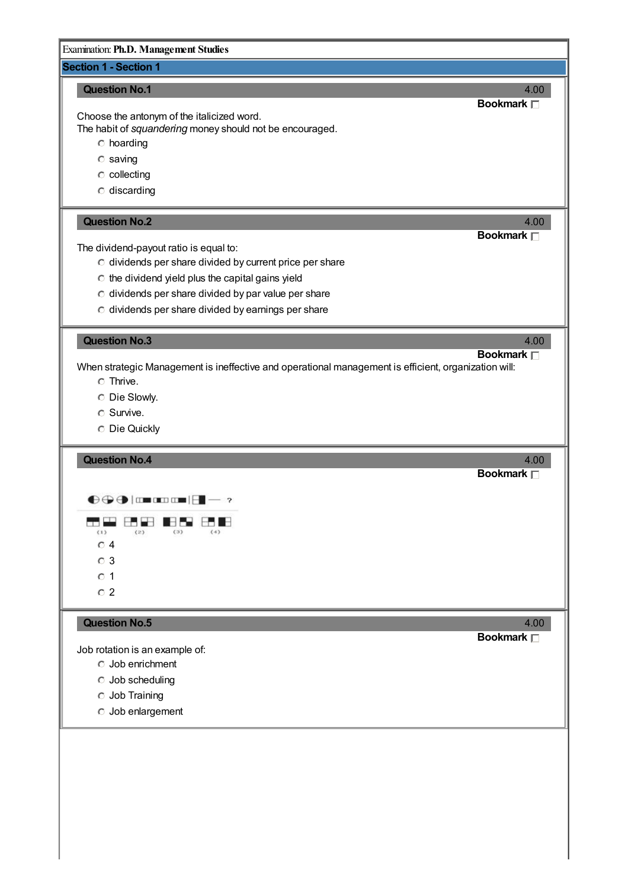Examination: **Ph.D. Management Studies**

## Section 1 - Section 1

### Question No.1 — 4.00

**Bookmark**

Choose the antonym of the italicized word.
The habit of *squandering* money should not be encouraged.

- hoarding
- saving
- collecting
- discarding

### Question No.2 — 4.00

**Bookmark**

The dividend-payout ratio is equal to:

- dividends per share divided by current price per share
- the dividend yield plus the capital gains yield
- dividends per share divided by par value per share
- dividends per share divided by earnings per share

### Question No.3 — 4.00

**Bookmark**

When strategic Management is ineffective and operational management is efficient, organization will:

- Thrive.
- Die Slowly.
- Survive.
- Die Quickly

### Question No.4 — 4.00

**Bookmark**

(1) (2) (3) (4)

- 4
- 3
- 1
- 2

### Question No.5 — 4.00

**Bookmark**

Job rotation is an example of:

- Job enrichment
- Job scheduling
- Job Training
- Job enlargement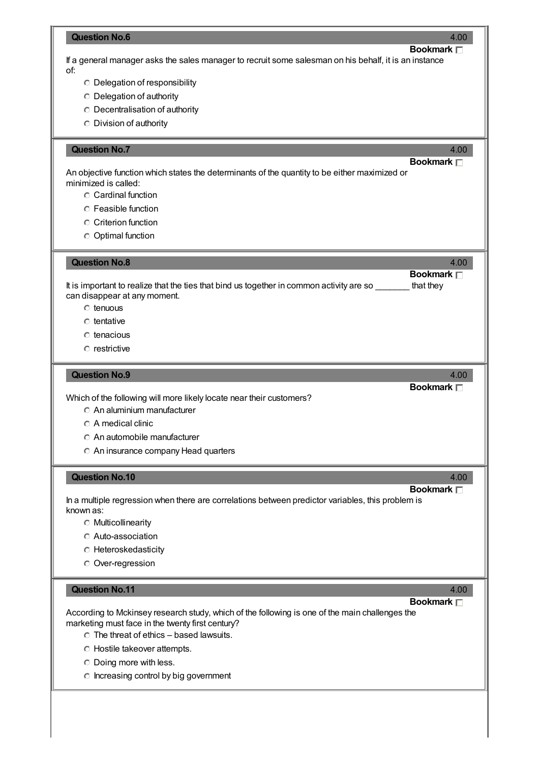### Question No.6

4.00

**Bookmark** ☐

If a general manager asks the sales manager to recruit some salesman on his behalf, it is an instance of:

- Delegation of responsibility
- Delegation of authority
- Decentralisation of authority
- Division of authority

### Question No.7

4.00

**Bookmark** ☐

An objective function which states the determinants of the quantity to be either maximized or minimized is called:

- Cardinal function
- Feasible function
- Criterion function
- Optimal function

### Question No.8

4.00

**Bookmark** ☐

It is important to realize that the ties that bind us together in common activity are so _______ that they can disappear at any moment.

- tenuous
- tentative
- tenacious
- restrictive

### Question No.9

4.00

**Bookmark** ☐

Which of the following will more likely locate near their customers?

- An aluminium manufacturer
- A medical clinic
- An automobile manufacturer
- An insurance company Head quarters

### Question No.10

4.00

**Bookmark** ☐

In a multiple regression when there are correlations between predictor variables, this problem is known as:

- Multicollinearity
- Auto-association
- Heteroskedasticity
- Over-regression

### Question No.11

4.00

**Bookmark** ☐

According to Mckinsey research study, which of the following is one of the main challenges the marketing must face in the twenty first century?

- The threat of ethics – based lawsuits.
- Hostile takeover attempts.
- Doing more with less.
- Increasing control by big government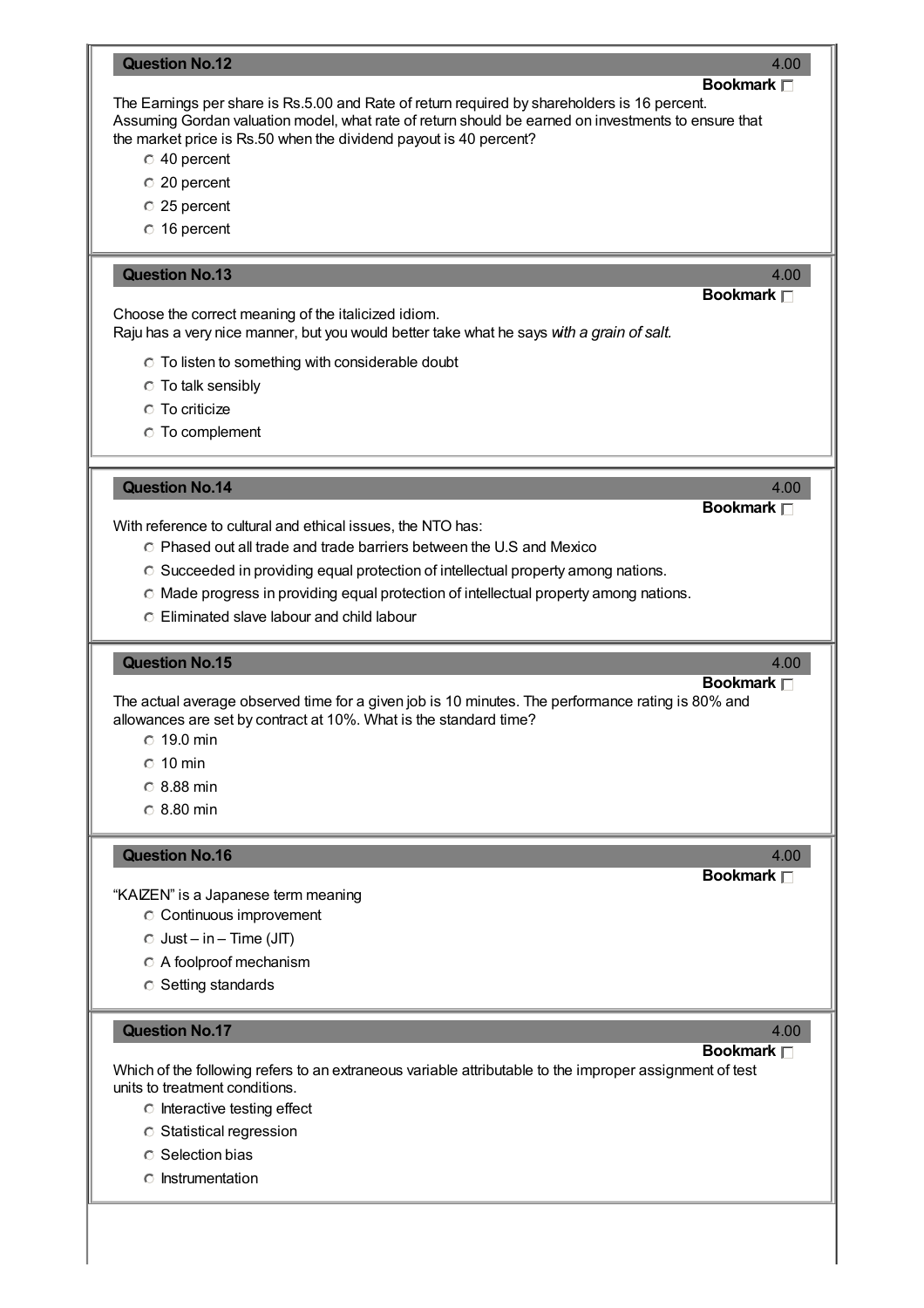### Question No.12

4.00

**Bookmark** ☐

The Earnings per share is Rs.5.00 and Rate of return required by shareholders is 16 percent. Assuming Gordan valuation model, what rate of return should be earned on investments to ensure that the market price is Rs.50 when the dividend payout is 40 percent?

- ○ 40 percent
- ○ 20 percent
- ○ 25 percent
- ○ 16 percent

### Question No.13

4.00

**Bookmark** ☐

Choose the correct meaning of the italicized idiom.
Raju has a very nice manner, but you would better take what he says *with a grain of salt.*

- ○ To listen to something with considerable doubt
- ○ To talk sensibly
- ○ To criticize
- ○ To complement

### Question No.14

4.00

**Bookmark** ☐

With reference to cultural and ethical issues, the NTO has:

- ○ Phased out all trade and trade barriers between the U.S and Mexico
- ○ Succeeded in providing equal protection of intellectual property among nations.
- ○ Made progress in providing equal protection of intellectual property among nations.
- ○ Eliminated slave labour and child labour

### Question No.15

4.00

**Bookmark** ☐

The actual average observed time for a given job is 10 minutes. The performance rating is 80% and allowances are set by contract at 10%. What is the standard time?

- ○ 19.0 min
- ○ 10 min
- ○ 8.88 min
- ○ 8.80 min

### Question No.16

4.00

**Bookmark** ☐

"KAIZEN" is a Japanese term meaning

- ○ Continuous improvement
- ○ Just – in – Time (JIT)
- ○ A foolproof mechanism
- ○ Setting standards

### Question No.17

4.00

**Bookmark** ☐

Which of the following refers to an extraneous variable attributable to the improper assignment of test units to treatment conditions.

- ○ Interactive testing effect
- ○ Statistical regression
- ○ Selection bias
- ○ Instrumentation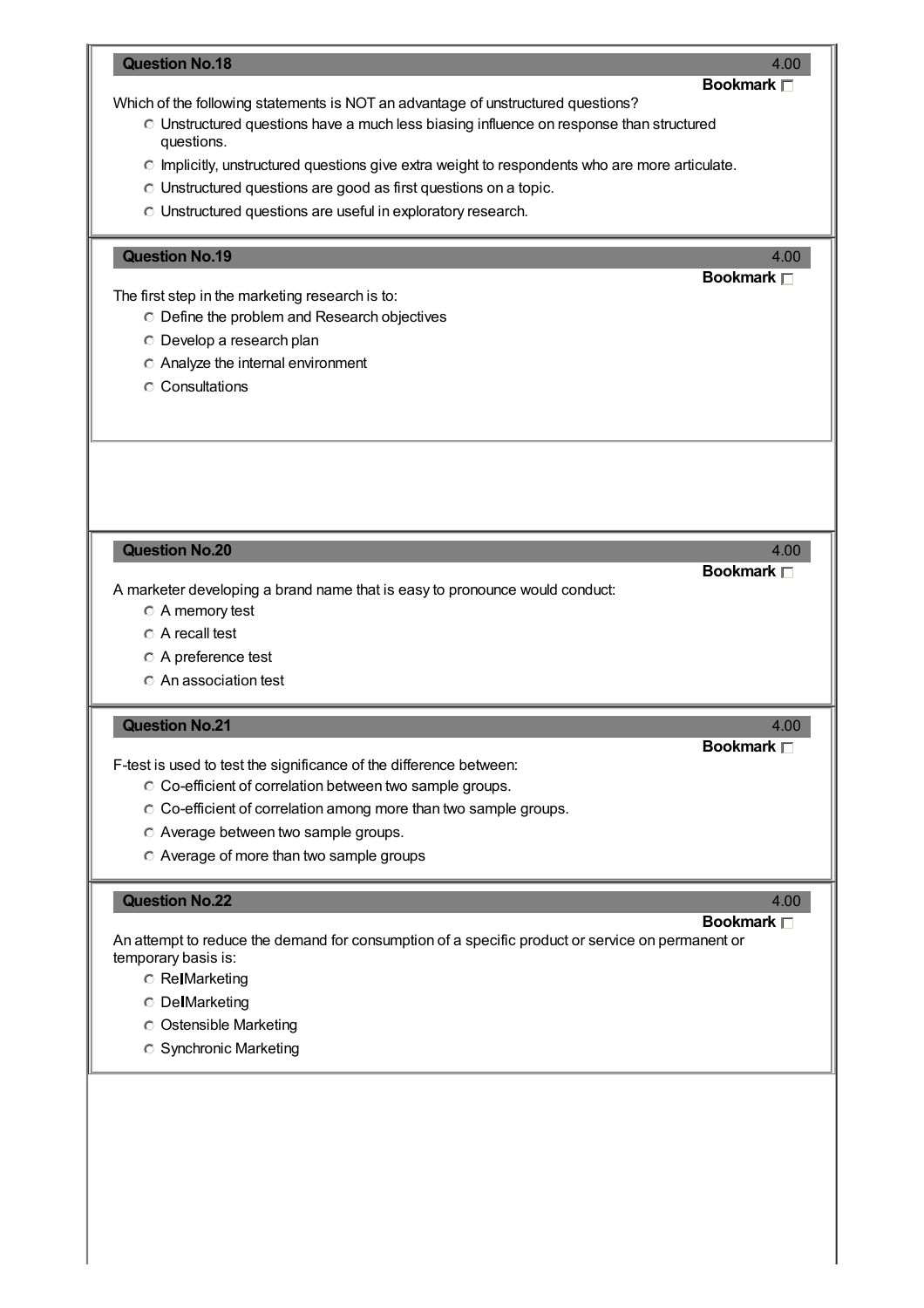**Question No.18** 4.00

**Bookmark** ☐

Which of the following statements is NOT an advantage of unstructured questions?

- Unstructured questions have a much less biasing influence on response than structured questions.
- Implicitly, unstructured questions give extra weight to respondents who are more articulate.
- Unstructured questions are good as first questions on a topic.
- Unstructured questions are useful in exploratory research.

**Question No.19** 4.00

**Bookmark** ☐

The first step in the marketing research is to:

- Define the problem and Research objectives
- Develop a research plan
- Analyze the internal environment
- Consultations

**Question No.20** 4.00

**Bookmark** ☐

A marketer developing a brand name that is easy to pronounce would conduct:

- A memory test
- A recall test
- A preference test
- An association test

**Question No.21** 4.00

**Bookmark** ☐

F-test is used to test the significance of the difference between:

- Co-efficient of correlation between two sample groups.
- Co-efficient of correlation among more than two sample groups.
- Average between two sample groups.
- Average of more than two sample groups

**Question No.22** 4.00

**Bookmark** ☐

An attempt to reduce the demand for consumption of a specific product or service on permanent or temporary basis is:

- ReMarketing
- DeMarketing
- Ostensible Marketing
- Synchronic Marketing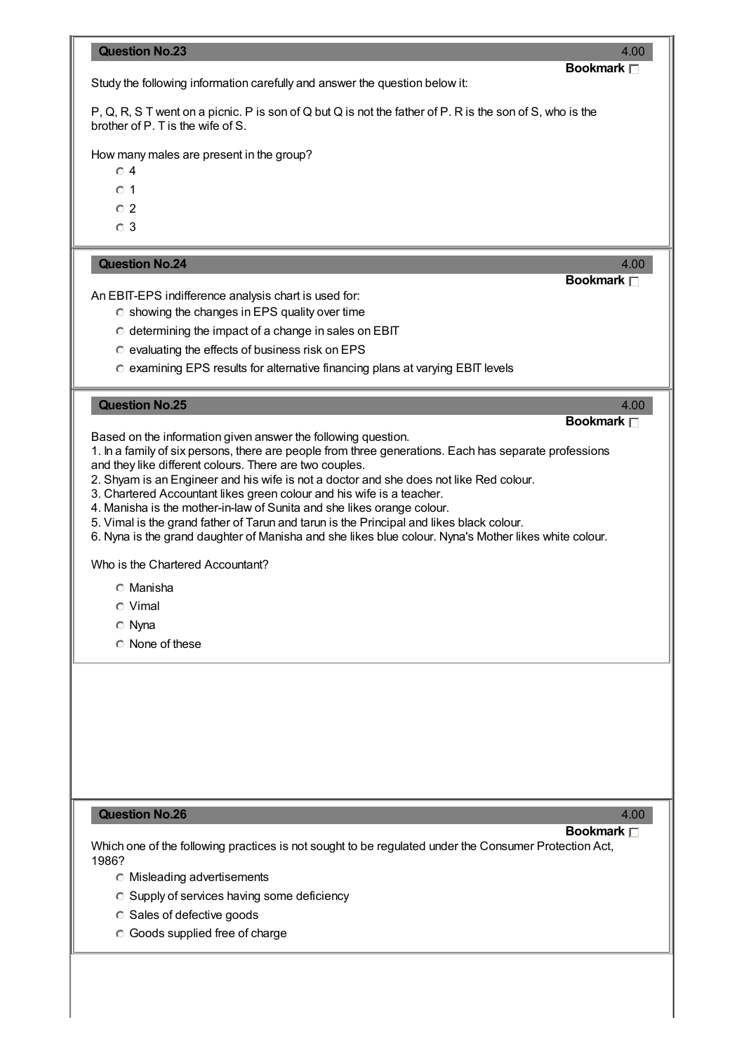### Question No.23

4.00

**Bookmark** ☐

Study the following information carefully and answer the question below it:

P, Q, R, S T went on a picnic. P is son of Q but Q is not the father of P. R is the son of S, who is the brother of P. T is the wife of S.

How many males are present in the group?

- 4
- 1
- 2
- 3

### Question No.24

4.00

**Bookmark** ☐

An EBIT-EPS indifference analysis chart is used for:

- showing the changes in EPS quality over time
- determining the impact of a change in sales on EBIT
- evaluating the effects of business risk on EPS
- examining EPS results for alternative financing plans at varying EBIT levels

### Question No.25

4.00

**Bookmark** ☐

Based on the information given answer the following question.

1. In a family of six persons, there are people from three generations. Each has separate professions and they like different colours. There are two couples.
2. Shyam is an Engineer and his wife is not a doctor and she does not like Red colour.
3. Chartered Accountant likes green colour and his wife is a teacher.
4. Manisha is the mother-in-law of Sunita and she likes orange colour.
5. Vimal is the grand father of Tarun and tarun is the Principal and likes black colour.
6. Nyna is the grand daughter of Manisha and she likes blue colour. Nyna's Mother likes white colour.

Who is the Chartered Accountant?

- Manisha
- Vimal
- Nyna
- None of these

### Question No.26

4.00

**Bookmark** ☐

Which one of the following practices is not sought to be regulated under the Consumer Protection Act, 1986?

- Misleading advertisements
- Supply of services having some deficiency
- Sales of defective goods
- Goods supplied free of charge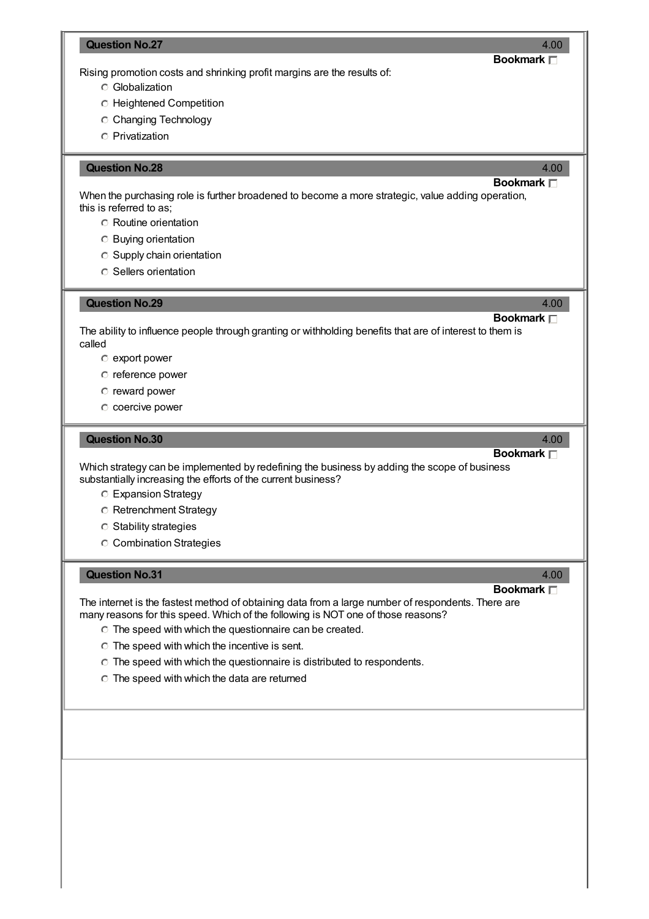**Question No.27** 4.00

**Bookmark**

Rising promotion costs and shrinking profit margins are the results of:

- Globalization
- Heightened Competition
- Changing Technology
- Privatization

**Question No.28** 4.00

**Bookmark**

When the purchasing role is further broadened to become a more strategic, value adding operation, this is referred to as;

- Routine orientation
- Buying orientation
- Supply chain orientation
- Sellers orientation

**Question No.29** 4.00

**Bookmark**

The ability to influence people through granting or withholding benefits that are of interest to them is called

- export power
- reference power
- reward power
- coercive power

**Question No.30** 4.00

**Bookmark**

Which strategy can be implemented by redefining the business by adding the scope of business substantially increasing the efforts of the current business?

- Expansion Strategy
- Retrenchment Strategy
- Stability strategies
- Combination Strategies

**Question No.31** 4.00

**Bookmark**

The internet is the fastest method of obtaining data from a large number of respondents. There are many reasons for this speed. Which of the following is NOT one of those reasons?

- The speed with which the questionnaire can be created.
- The speed with which the incentive is sent.
- The speed with which the questionnaire is distributed to respondents.
- The speed with which the data are returned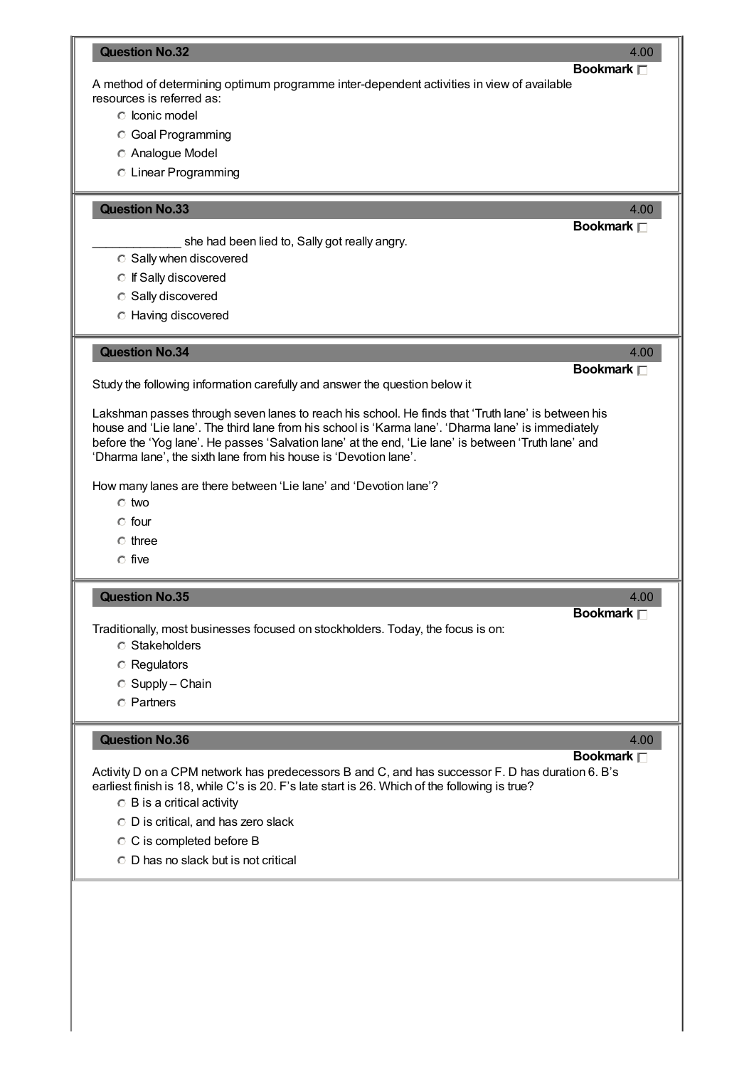**Question No.32** 4.00

**Bookmark** ☐

A method of determining optimum programme inter-dependent activities in view of available resources is referred as:

- Iconic model
- Goal Programming
- Analogue Model
- Linear Programming

**Question No.33** 4.00

**Bookmark** ☐

_____________ she had been lied to, Sally got really angry.

- Sally when discovered
- If Sally discovered
- Sally discovered
- Having discovered

**Question No.34** 4.00

**Bookmark** ☐

Study the following information carefully and answer the question below it

Lakshman passes through seven lanes to reach his school. He finds that 'Truth lane' is between his house and 'Lie lane'. The third lane from his school is 'Karma lane'. 'Dharma lane' is immediately before the 'Yog lane'. He passes 'Salvation lane' at the end, 'Lie lane' is between 'Truth lane' and 'Dharma lane', the sixth lane from his house is 'Devotion lane'.

How many lanes are there between 'Lie lane' and 'Devotion lane'?

- two
- four
- three
- five

**Question No.35** 4.00

**Bookmark** ☐

Traditionally, most businesses focused on stockholders. Today, the focus is on:

- Stakeholders
- Regulators
- Supply – Chain
- Partners

**Question No.36** 4.00

**Bookmark** ☐

Activity D on a CPM network has predecessors B and C, and has successor F. D has duration 6. B's earliest finish is 18, while C's is 20. F's late start is 26. Which of the following is true?

- B is a critical activity
- D is critical, and has zero slack
- C is completed before B
- D has no slack but is not critical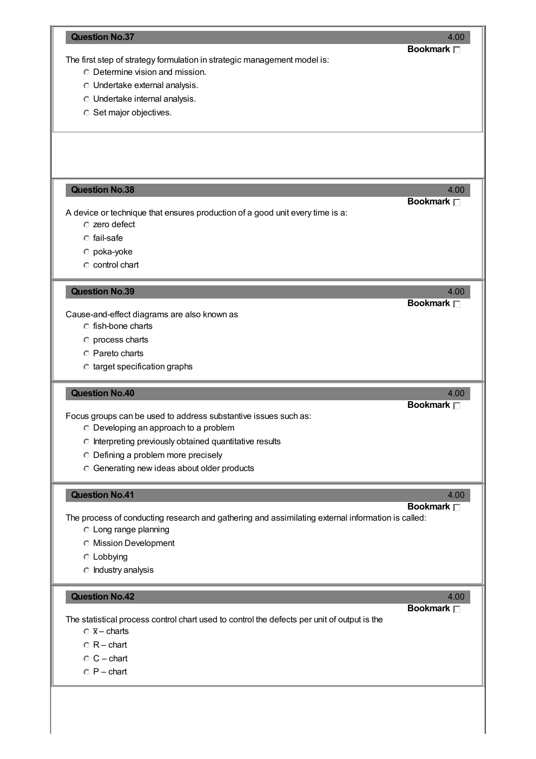**Question No.37** 4.00

**Bookmark**

The first step of strategy formulation in strategic management model is:

- Determine vision and mission.
- Undertake external analysis.
- Undertake internal analysis.
- Set major objectives.

**Question No.38** 4.00

**Bookmark**

A device or technique that ensures production of a good unit every time is a:

- zero defect
- fail-safe
- poka-yoke
- control chart

**Question No.39** 4.00

**Bookmark**

Cause-and-effect diagrams are also known as

- fish-bone charts
- process charts
- Pareto charts
- target specification graphs

**Question No.40** 4.00

**Bookmark**

Focus groups can be used to address substantive issues such as:

- Developing an approach to a problem
- Interpreting previously obtained quantitative results
- Defining a problem more precisely
- Generating new ideas about older products

**Question No.41** 4.00

**Bookmark**

The process of conducting research and gathering and assimilating external information is called:

- Long range planning
- Mission Development
- Lobbying
- Industry analysis

**Question No.42** 4.00

**Bookmark**

The statistical process control chart used to control the defects per unit of output is the

- $\overline{x}$ – charts
- R – chart
- C – chart
- P – chart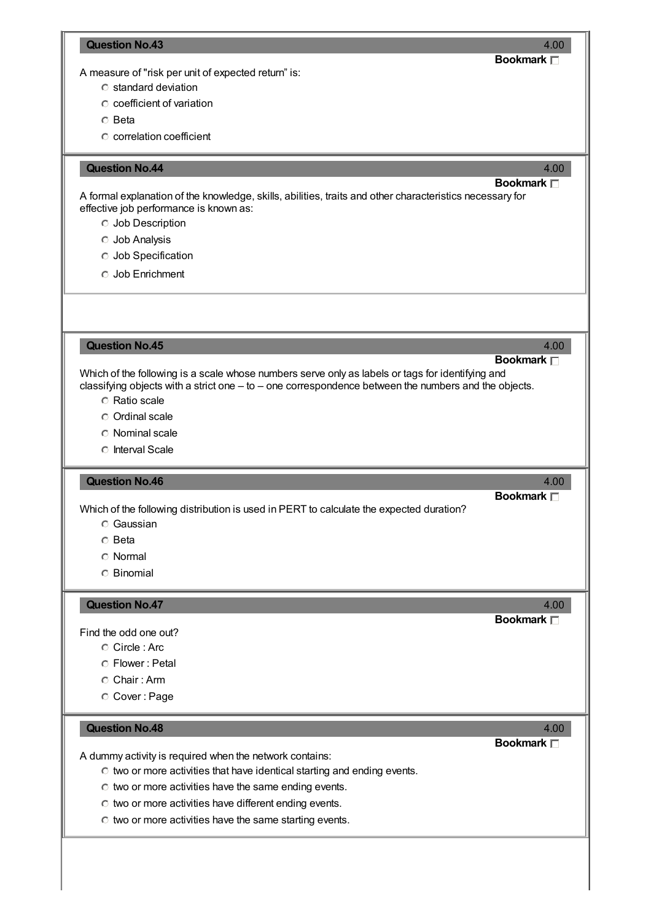### Question No.43

4.00

**Bookmark**

A measure of "risk per unit of expected return" is:

- standard deviation
- coefficient of variation
- Beta
- correlation coefficient

### Question No.44

4.00

**Bookmark**

A formal explanation of the knowledge, skills, abilities, traits and other characteristics necessary for effective job performance is known as:

- Job Description
- Job Analysis
- Job Specification
- Job Enrichment

### Question No.45

4.00

**Bookmark**

Which of the following is a scale whose numbers serve only as labels or tags for identifying and classifying objects with a strict one – to – one correspondence between the numbers and the objects.

- Ratio scale
- Ordinal scale
- Nominal scale
- Interval Scale

### Question No.46

4.00

**Bookmark**

Which of the following distribution is used in PERT to calculate the expected duration?

- Gaussian
- Beta
- Normal
- Binomial

### Question No.47

4.00

**Bookmark**

Find the odd one out?

- Circle : Arc
- Flower : Petal
- Chair : Arm
- Cover : Page

### Question No.48

4.00

**Bookmark**

A dummy activity is required when the network contains:

- two or more activities that have identical starting and ending events.
- two or more activities have the same ending events.
- two or more activities have different ending events.
- two or more activities have the same starting events.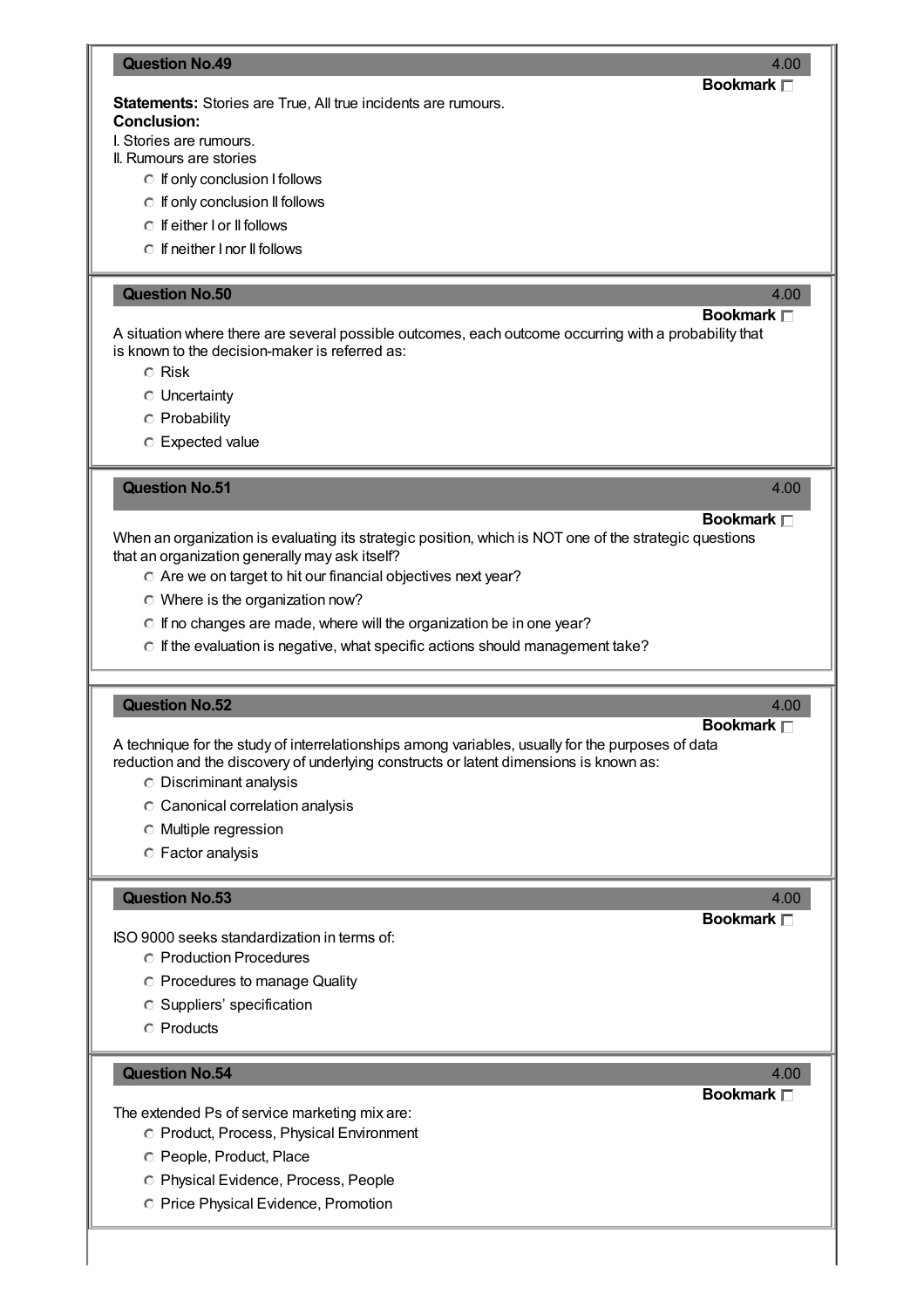**Question No.49** 4.00

**Bookmark**

**Statements:** Stories are True, All true incidents are rumours.

**Conclusion:**

I. Stories are rumours.

II. Rumours are stories

- If only conclusion I follows
- If only conclusion II follows
- If either I or II follows
- If neither I nor II follows

**Question No.50** 4.00

**Bookmark**

A situation where there are several possible outcomes, each outcome occurring with a probability that is known to the decision-maker is referred as:

- Risk
- Uncertainty
- Probability
- Expected value

**Question No.51** 4.00

**Bookmark**

When an organization is evaluating its strategic position, which is NOT one of the strategic questions that an organization generally may ask itself?

- Are we on target to hit our financial objectives next year?
- Where is the organization now?
- If no changes are made, where will the organization be in one year?
- If the evaluation is negative, what specific actions should management take?

**Question No.52** 4.00

**Bookmark**

A technique for the study of interrelationships among variables, usually for the purposes of data reduction and the discovery of underlying constructs or latent dimensions is known as:

- Discriminant analysis
- Canonical correlation analysis
- Multiple regression
- Factor analysis

**Question No.53** 4.00

**Bookmark**

ISO 9000 seeks standardization in terms of:

- Production Procedures
- Procedures to manage Quality
- Suppliers' specification
- Products

**Question No.54** 4.00

**Bookmark**

The extended Ps of service marketing mix are:

- Product, Process, Physical Environment
- People, Product, Place
- Physical Evidence, Process, People
- Price Physical Evidence, Promotion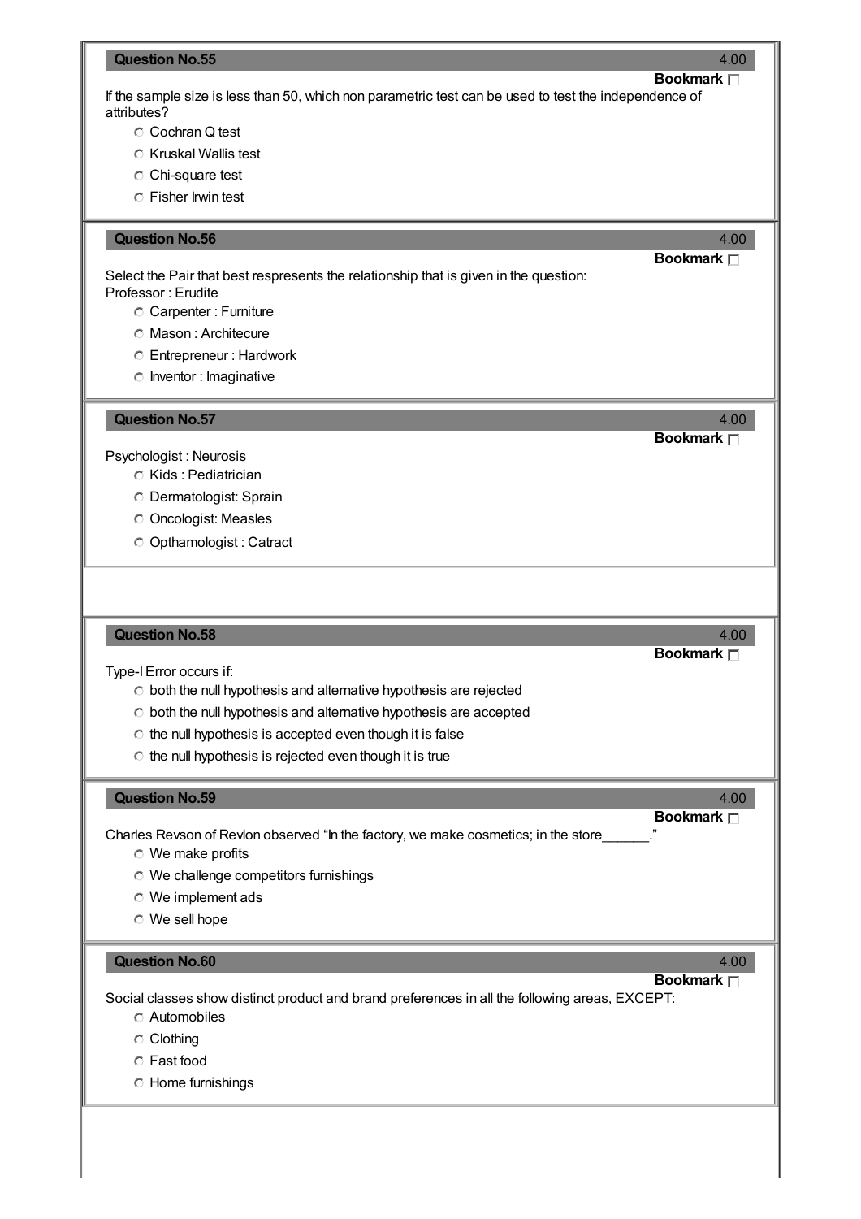**Question No.55** 4.00

**Bookmark**

If the sample size is less than 50, which non parametric test can be used to test the independence of attributes?

- Cochran Q test
- Kruskal Wallis test
- Chi-square test
- Fisher Irwin test

**Question No.56** 4.00

**Bookmark**

Select the Pair that best respresents the relationship that is given in the question:
Professor : Erudite

- Carpenter : Furniture
- Mason : Architecure
- Entrepreneur : Hardwork
- Inventor : Imaginative

**Question No.57** 4.00

**Bookmark**

Psychologist : Neurosis

- Kids : Pediatrician
- Dermatologist: Sprain
- Oncologist: Measles
- Opthamologist : Catract

**Question No.58** 4.00

**Bookmark**

Type-I Error occurs if:

- both the null hypothesis and alternative hypothesis are rejected
- both the null hypothesis and alternative hypothesis are accepted
- the null hypothesis is accepted even though it is false
- the null hypothesis is rejected even though it is true

**Question No.59** 4.00

**Bookmark**

Charles Revson of Revlon observed “In the factory, we make cosmetics; in the store______.”

- We make profits
- We challenge competitors furnishings
- We implement ads
- We sell hope

**Question No.60** 4.00

**Bookmark**

Social classes show distinct product and brand preferences in all the following areas, EXCEPT:

- Automobiles
- Clothing
- Fast food
- Home furnishings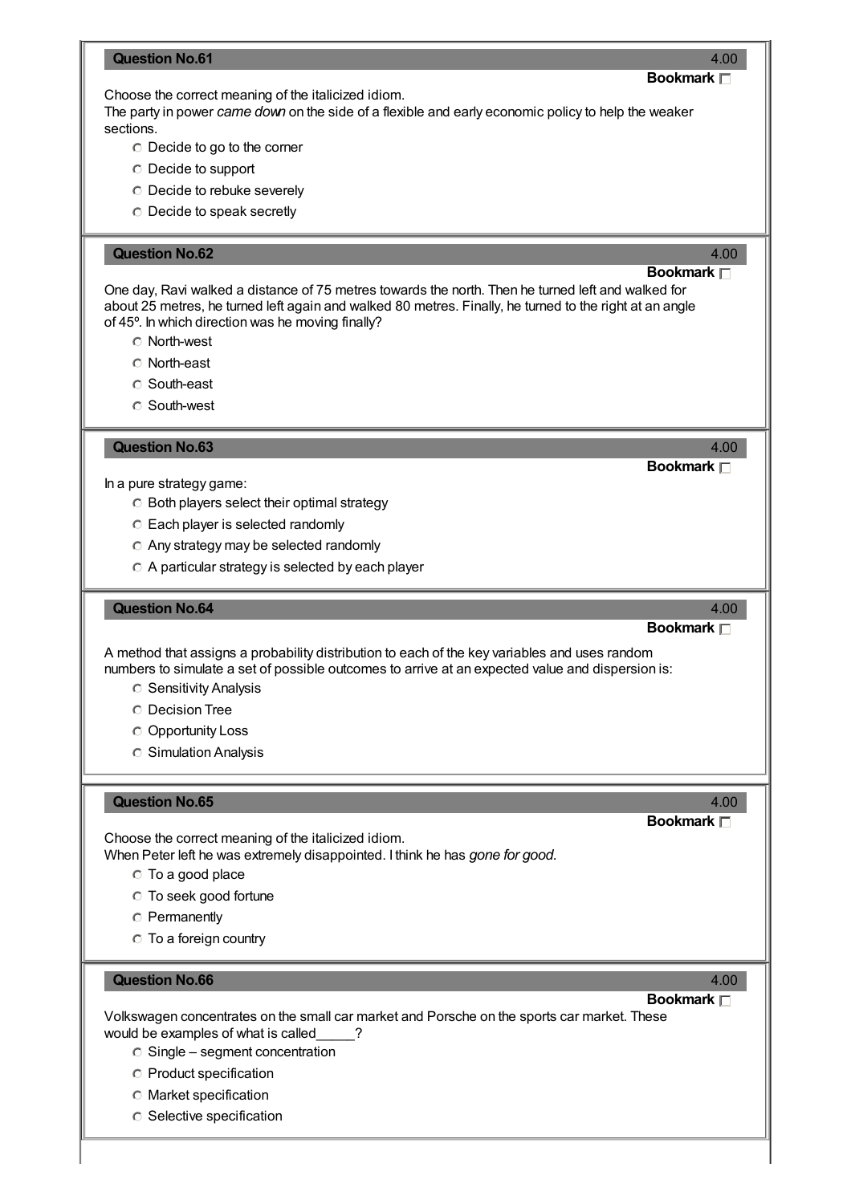### Question No.61

4.00

**Bookmark**

Choose the correct meaning of the italicized idiom.
The party in power *came down* on the side of a flexible and early economic policy to help the weaker sections.

- Decide to go to the corner
- Decide to support
- Decide to rebuke severely
- Decide to speak secretly

### Question No.62

4.00

**Bookmark**

One day, Ravi walked a distance of 75 metres towards the north. Then he turned left and walked for about 25 metres, he turned left again and walked 80 metres. Finally, he turned to the right at an angle of 45º. In which direction was he moving finally?

- North-west
- North-east
- South-east
- South-west

### Question No.63

4.00

**Bookmark**

In a pure strategy game:

- Both players select their optimal strategy
- Each player is selected randomly
- Any strategy may be selected randomly
- A particular strategy is selected by each player

### Question No.64

4.00

**Bookmark**

A method that assigns a probability distribution to each of the key variables and uses random numbers to simulate a set of possible outcomes to arrive at an expected value and dispersion is:

- Sensitivity Analysis
- Decision Tree
- Opportunity Loss
- Simulation Analysis

### Question No.65

4.00

**Bookmark**

Choose the correct meaning of the italicized idiom.
When Peter left he was extremely disappointed. I think he has *gone for good.*

- To a good place
- To seek good fortune
- Permanently
- To a foreign country

### Question No.66

4.00

**Bookmark**

Volkswagen concentrates on the small car market and Porsche on the sports car market. These would be examples of what is called_____?

- Single – segment concentration
- Product specification
- Market specification
- Selective specification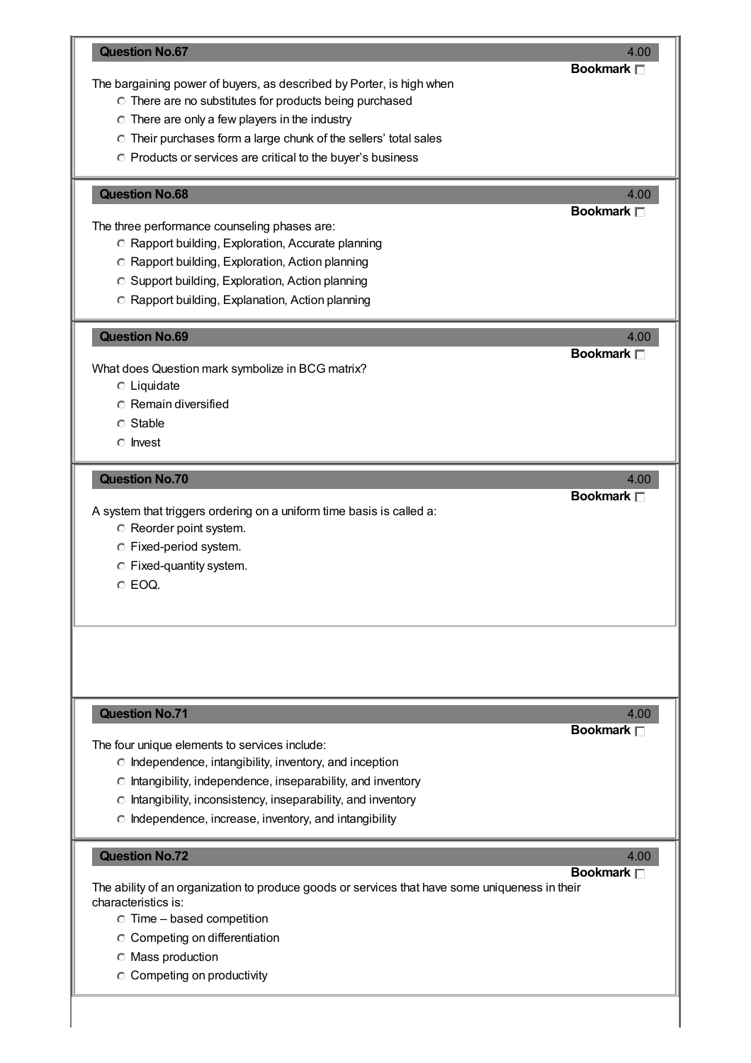### Question No.67

4.00

**Bookmark** ☐

The bargaining power of buyers, as described by Porter, is high when

- There are no substitutes for products being purchased
- There are only a few players in the industry
- Their purchases form a large chunk of the sellers' total sales
- Products or services are critical to the buyer's business

### Question No.68

4.00

**Bookmark** ☐

The three performance counseling phases are:

- Rapport building, Exploration, Accurate planning
- Rapport building, Exploration, Action planning
- Support building, Exploration, Action planning
- Rapport building, Explanation, Action planning

### Question No.69

4.00

**Bookmark** ☐

What does Question mark symbolize in BCG matrix?

- Liquidate
- Remain diversified
- Stable
- Invest

### Question No.70

4.00

**Bookmark** ☐

A system that triggers ordering on a uniform time basis is called a:

- Reorder point system.
- Fixed-period system.
- Fixed-quantity system.
- EOQ.

### Question No.71

4.00

**Bookmark** ☐

The four unique elements to services include:

- Independence, intangibility, inventory, and inception
- Intangibility, independence, inseparability, and inventory
- Intangibility, inconsistency, inseparability, and inventory
- Independence, increase, inventory, and intangibility

### Question No.72

4.00

**Bookmark** ☐

The ability of an organization to produce goods or services that have some uniqueness in their characteristics is:

- Time – based competition
- Competing on differentiation
- Mass production
- Competing on productivity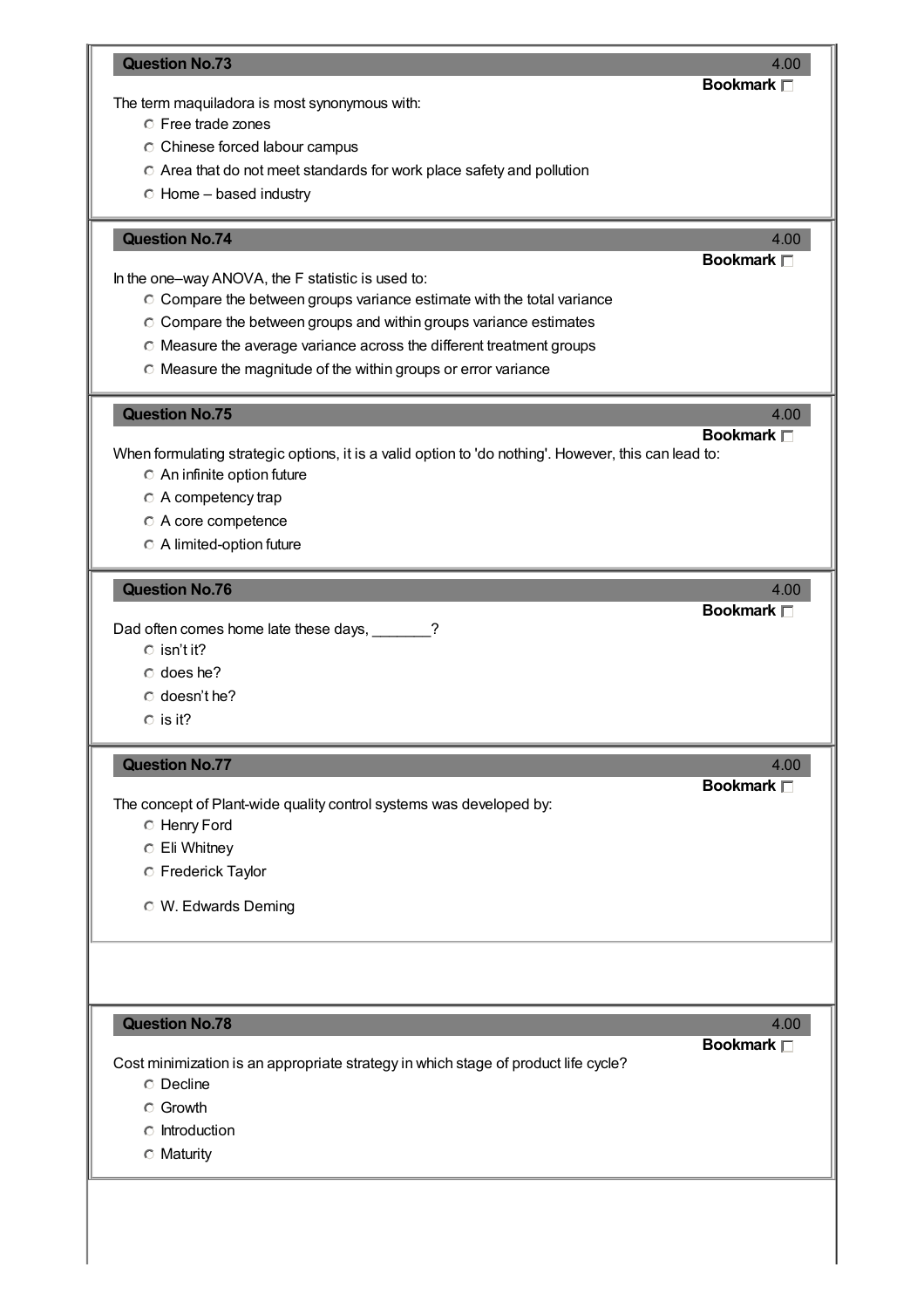**Question No.73** 4.00

**Bookmark** ☐

The term maquiladora is most synonymous with:

- ○ Free trade zones
- ○ Chinese forced labour campus
- ○ Area that do not meet standards for work place safety and pollution
- ○ Home – based industry

**Question No.74** 4.00

**Bookmark** ☐

In the one–way ANOVA, the F statistic is used to:

- ○ Compare the between groups variance estimate with the total variance
- ○ Compare the between groups and within groups variance estimates
- ○ Measure the average variance across the different treatment groups
- ○ Measure the magnitude of the within groups or error variance

**Question No.75** 4.00

**Bookmark** ☐

When formulating strategic options, it is a valid option to 'do nothing'. However, this can lead to:

- ○ An infinite option future
- ○ A competency trap
- ○ A core competence
- ○ A limited-option future

**Question No.76** 4.00

**Bookmark** ☐

Dad often comes home late these days, _______?

- ○ isn't it?
- ○ does he?
- ○ doesn't he?
- ○ is it?

**Question No.77** 4.00

**Bookmark** ☐

The concept of Plant-wide quality control systems was developed by:

- ○ Henry Ford
- ○ Eli Whitney
- ○ Frederick Taylor
- ○ W. Edwards Deming

**Question No.78** 4.00

**Bookmark** ☐

Cost minimization is an appropriate strategy in which stage of product life cycle?

- ○ Decline
- ○ Growth
- ○ Introduction
- ○ Maturity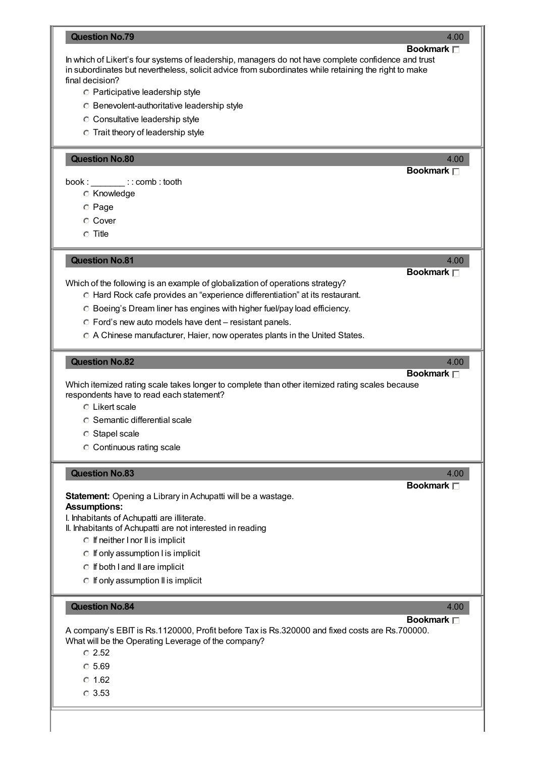**Question No.79** 4.00

**Bookmark** ☐

In which of Likert's four systems of leadership, managers do not have complete confidence and trust in subordinates but nevertheless, solicit advice from subordinates while retaining the right to make final decision?

- ○ Participative leadership style
- ○ Benevolent-authoritative leadership style
- ○ Consultative leadership style
- ○ Trait theory of leadership style

**Question No.80** 4.00

**Bookmark** ☐

book : _______ : : comb : tooth

- ○ Knowledge
- ○ Page
- ○ Cover
- ○ Title

**Question No.81** 4.00

**Bookmark** ☐

Which of the following is an example of globalization of operations strategy?

- ○ Hard Rock cafe provides an "experience differentiation" at its restaurant.
- ○ Boeing's Dream liner has engines with higher fuel/pay load efficiency.
- ○ Ford's new auto models have dent – resistant panels.
- ○ A Chinese manufacturer, Haier, now operates plants in the United States.

**Question No.82** 4.00

**Bookmark** ☐

Which itemized rating scale takes longer to complete than other itemized rating scales because respondents have to read each statement?

- ○ Likert scale
- ○ Semantic differential scale
- ○ Stapel scale
- ○ Continuous rating scale

**Question No.83** 4.00

**Bookmark** ☐

**Statement:** Opening a Library in Achupatti will be a wastage.

**Assumptions:**

I. Inhabitants of Achupatti are illiterate.

II. Inhabitants of Achupatti are not interested in reading

- ○ If neither I nor II is implicit
- ○ If only assumption I is implicit
- ○ If both I and II are implicit
- ○ If only assumption II is implicit

**Question No.84** 4.00

**Bookmark** ☐

A company's EBIT is Rs.1120000, Profit before Tax is Rs.320000 and fixed costs are Rs.700000. What will be the Operating Leverage of the company?

- ○ 2.52
- ○ 5.69
- ○ 1.62
- ○ 3.53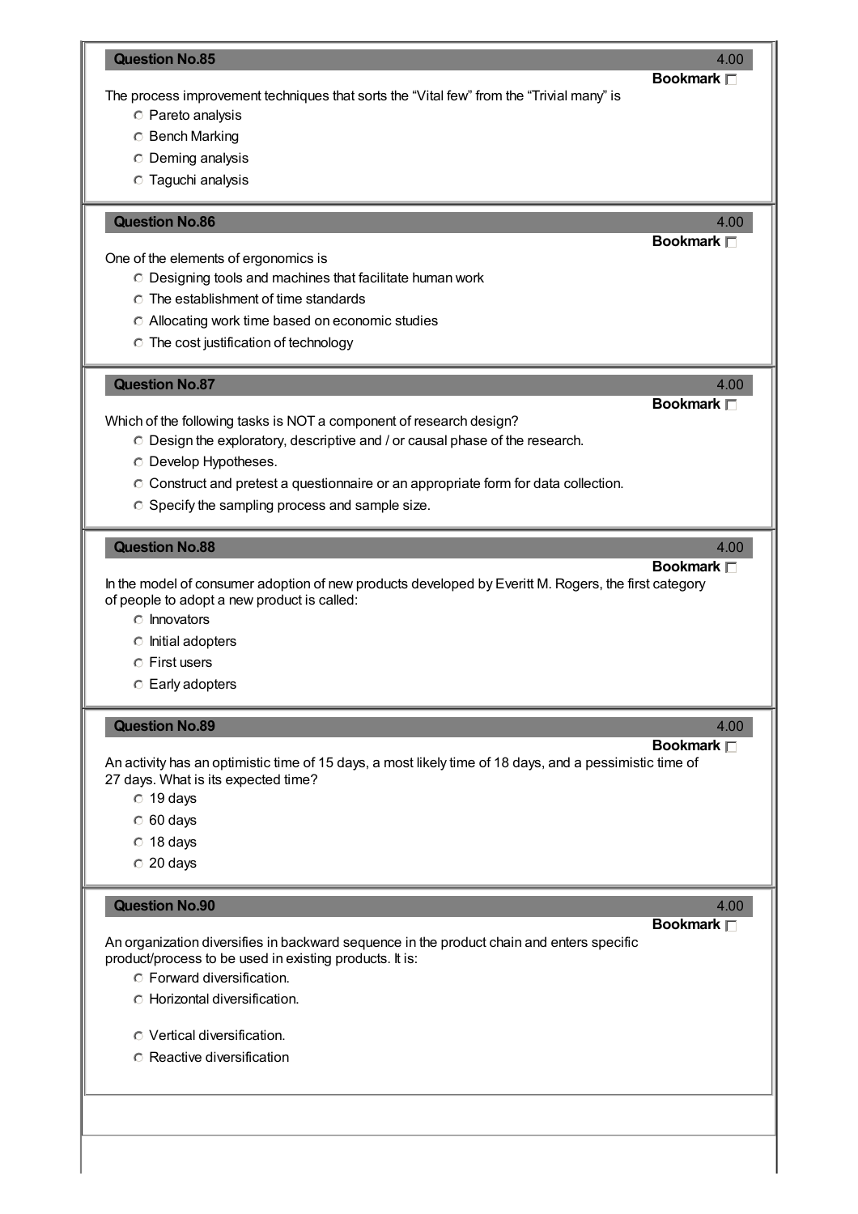**Question No.85** 4.00

Bookmark

The process improvement techniques that sorts the "Vital few" from the "Trivial many" is

- Pareto analysis
- Bench Marking
- Deming analysis
- Taguchi analysis

**Question No.86** 4.00

Bookmark

One of the elements of ergonomics is

- Designing tools and machines that facilitate human work
- The establishment of time standards
- Allocating work time based on economic studies
- The cost justification of technology

**Question No.87** 4.00

Bookmark

Which of the following tasks is NOT a component of research design?

- Design the exploratory, descriptive and / or causal phase of the research.
- Develop Hypotheses.
- Construct and pretest a questionnaire or an appropriate form for data collection.
- Specify the sampling process and sample size.

**Question No.88** 4.00

Bookmark

In the model of consumer adoption of new products developed by Everitt M. Rogers, the first category of people to adopt a new product is called:

- Innovators
- Initial adopters
- First users
- Early adopters

**Question No.89** 4.00

Bookmark

An activity has an optimistic time of 15 days, a most likely time of 18 days, and a pessimistic time of 27 days. What is its expected time?

- 19 days
- 60 days
- 18 days
- 20 days

**Question No.90** 4.00

Bookmark

An organization diversifies in backward sequence in the product chain and enters specific product/process to be used in existing products. It is:

- Forward diversification.
- Horizontal diversification.
- Vertical diversification.
- Reactive diversification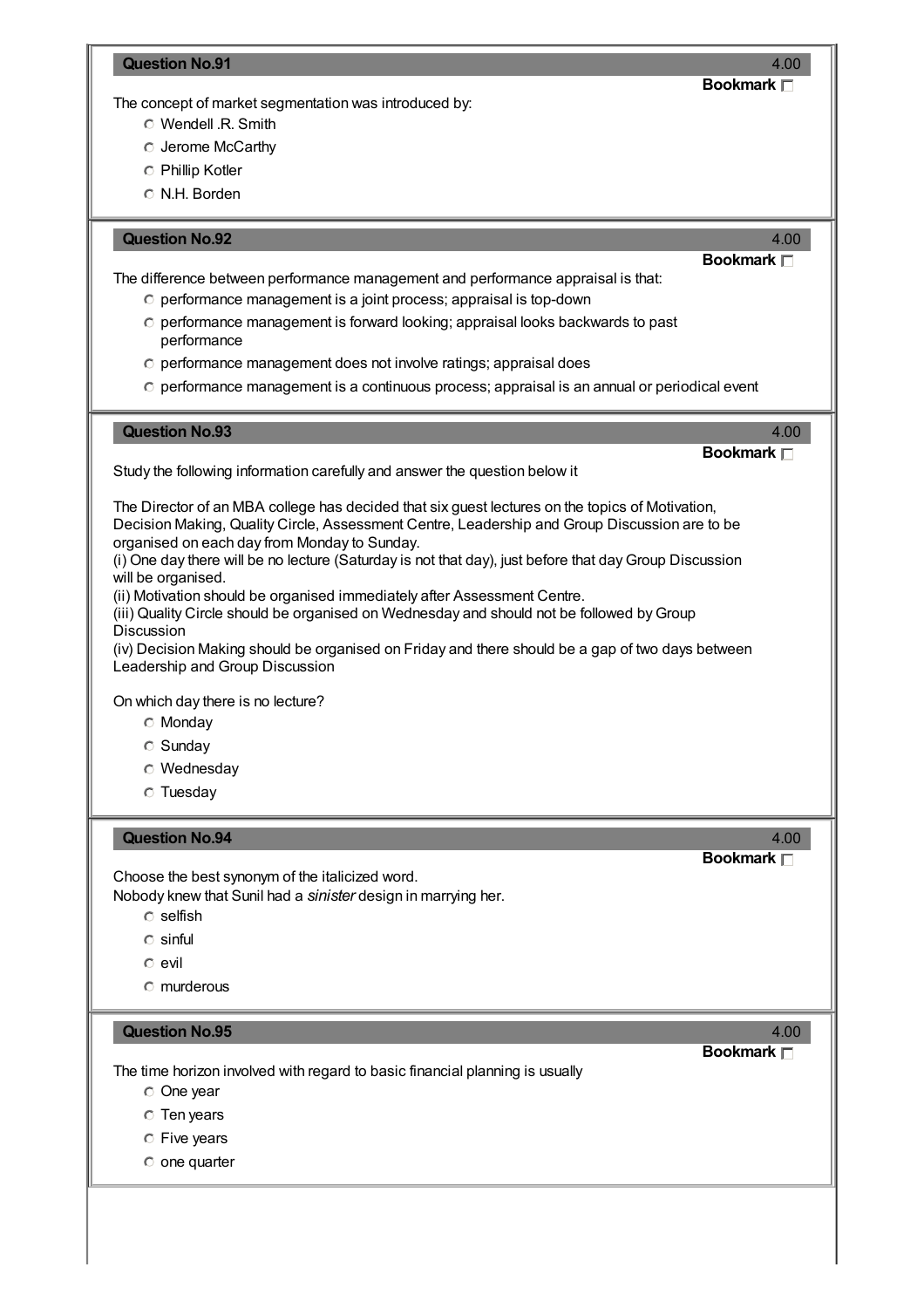## Question No.91

4.00

**Bookmark** ☐

The concept of market segmentation was introduced by:

- ○ Wendell .R. Smith
- ○ Jerome McCarthy
- ○ Phillip Kotler
- ○ N.H. Borden

## Question No.92

4.00

**Bookmark** ☐

The difference between performance management and performance appraisal is that:

- ○ performance management is a joint process; appraisal is top-down
- ○ performance management is forward looking; appraisal looks backwards to past performance
- ○ performance management does not involve ratings; appraisal does
- ○ performance management is a continuous process; appraisal is an annual or periodical event

## Question No.93

4.00

**Bookmark** ☐

Study the following information carefully and answer the question below it

The Director of an MBA college has decided that six guest lectures on the topics of Motivation, Decision Making, Quality Circle, Assessment Centre, Leadership and Group Discussion are to be organised on each day from Monday to Sunday.
(i) One day there will be no lecture (Saturday is not that day), just before that day Group Discussion will be organised.
(ii) Motivation should be organised immediately after Assessment Centre.
(iii) Quality Circle should be organised on Wednesday and should not be followed by Group Discussion
(iv) Decision Making should be organised on Friday and there should be a gap of two days between Leadership and Group Discussion

On which day there is no lecture?

- ○ Monday
- ○ Sunday
- ○ Wednesday
- ○ Tuesday

## Question No.94

4.00

**Bookmark** ☐

Choose the best synonym of the italicized word.
Nobody knew that Sunil had a *sinister* design in marrying her.

- ○ selfish
- ○ sinful
- ○ evil
- ○ murderous

## Question No.95

4.00

**Bookmark** ☐

The time horizon involved with regard to basic financial planning is usually

- ○ One year
- ○ Ten years
- ○ Five years
- ○ one quarter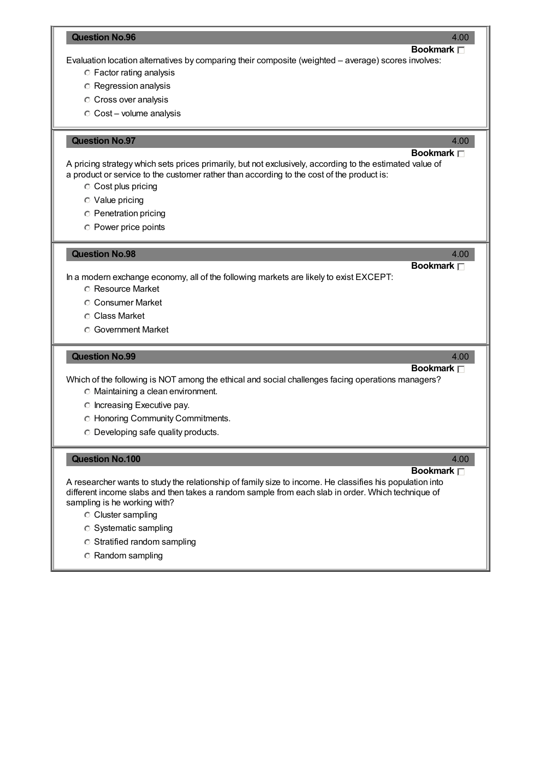**Question No.96** 4.00

**Bookmark** ☐

Evaluation location alternatives by comparing their composite (weighted – average) scores involves:

- Factor rating analysis
- Regression analysis
- Cross over analysis
- Cost – volume analysis

**Question No.97** 4.00

**Bookmark** ☐

A pricing strategy which sets prices primarily, but not exclusively, according to the estimated value of a product or service to the customer rather than according to the cost of the product is:

- Cost plus pricing
- Value pricing
- Penetration pricing
- Power price points

**Question No.98** 4.00

**Bookmark** ☐

In a modern exchange economy, all of the following markets are likely to exist EXCEPT:

- Resource Market
- Consumer Market
- Class Market
- Government Market

**Question No.99** 4.00

**Bookmark** ☐

Which of the following is NOT among the ethical and social challenges facing operations managers?

- Maintaining a clean environment.
- Increasing Executive pay.
- Honoring Community Commitments.
- Developing safe quality products.

**Question No.100** 4.00

**Bookmark** ☐

A researcher wants to study the relationship of family size to income. He classifies his population into different income slabs and then takes a random sample from each slab in order. Which technique of sampling is he working with?

- Cluster sampling
- Systematic sampling
- Stratified random sampling
- Random sampling